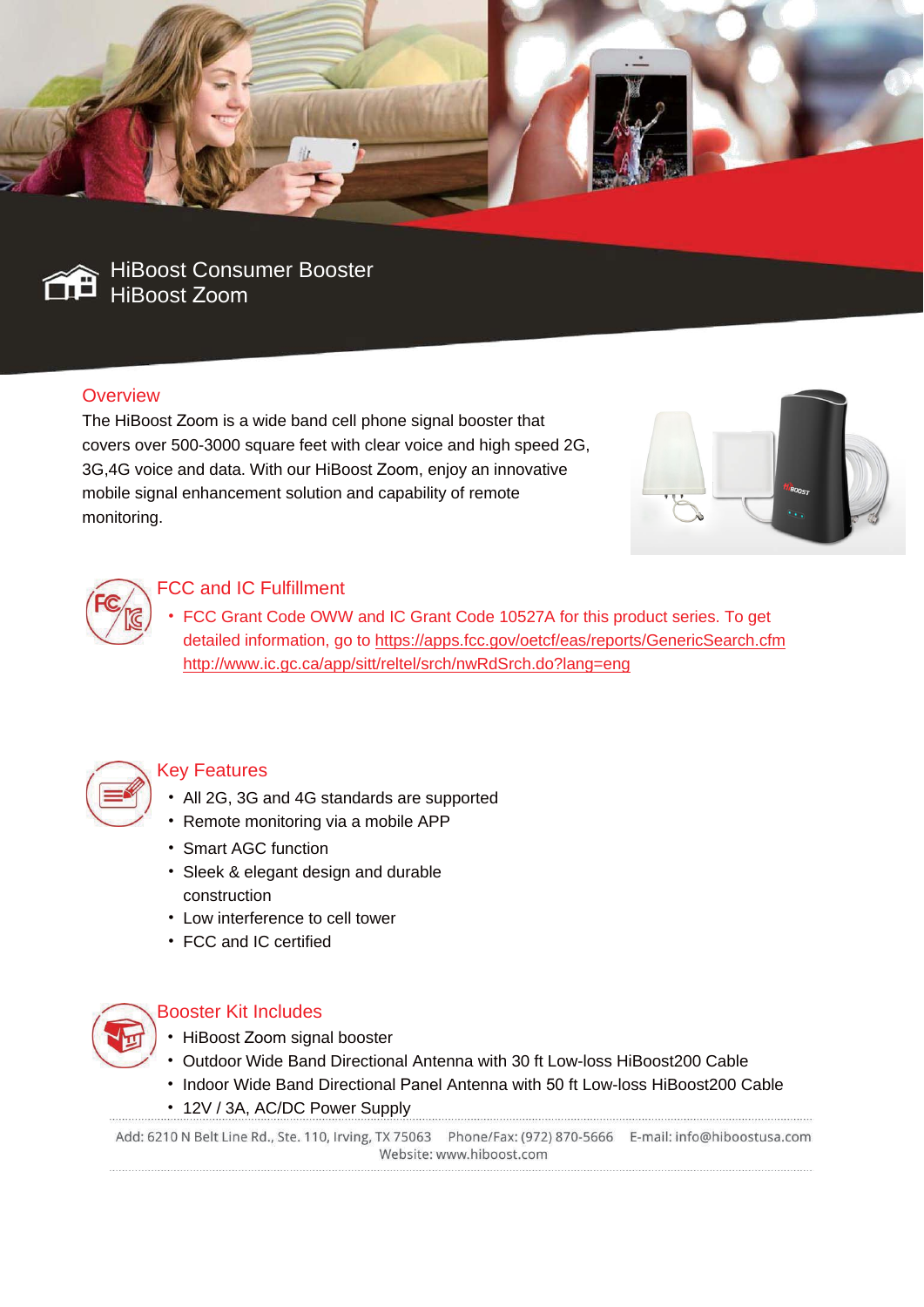# HiBoost Consumer Booster
# HiBoost Zoom

## Overview

The HiBoost Zoom is a wide band cell phone signal booster that covers over 500-3000 square feet with clear voice and high speed 2G, 3G,4G voice and data. With our HiBoost Zoom, enjoy an innovative mobile signal enhancement solution and capability of remote monitoring.

## FCC and IC Fulfillment

- FCC Grant Code OWW and IC Grant Code 10527A for this product series. To get detailed information, go to https://apps.fcc.gov/oetcf/eas/reports/GenericSearch.cfm http://www.ic.gc.ca/app/sitt/reltel/srch/nwRdSrch.do?lang=eng

## Key Features

- All 2G, 3G and 4G standards are supported
- Remote monitoring via a mobile APP
- Smart AGC function
- Sleek & elegant design and durable construction
- Low interference to cell tower
- FCC and IC certified

## Booster Kit Includes

- HiBoost Zoom signal booster
- Outdoor Wide Band Directional Antenna with 30 ft Low-loss HiBoost200 Cable
- Indoor Wide Band Directional Panel Antenna with 50 ft Low-loss HiBoost200 Cable
- 12V / 3A, AC/DC Power Supply

Add: 6210 N Belt Line Rd., Ste. 110, Irving, TX 75063 Phone/Fax: (972) 870-5666 E-mail: info@hiboostusa.com
Website: www.hiboost.com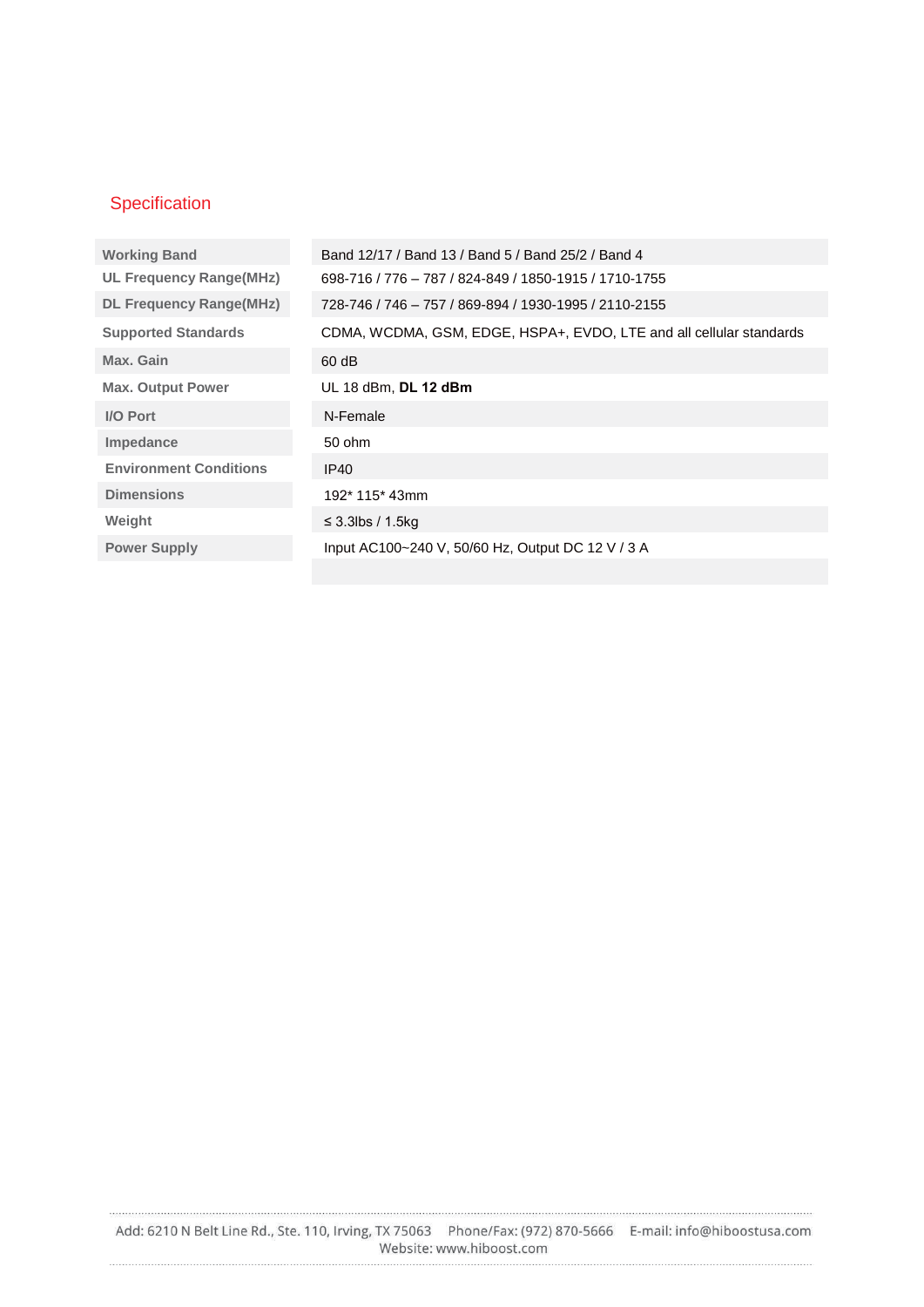## Specification

| | |
|---|---|
| **Working Band** | Band 12/17 / Band 13 / Band 5 / Band 25/2 / Band 4 |
| **UL Frequency Range(MHz)** | 698-716 / 776 – 787 / 824-849 / 1850-1915 / 1710-1755 |
| **DL Frequency Range(MHz)** | 728-746 / 746 – 757 / 869-894 / 1930-1995 / 2110-2155 |
| **Supported Standards** | CDMA, WCDMA, GSM, EDGE, HSPA+, EVDO, LTE and all cellular standards |
| **Max. Gain** | 60 dB |
| **Max. Output Power** | UL 18 dBm, **DL 12 dBm** |
| **I/O Port** | N-Female |
| **Impedance** | 50 ohm |
| **Environment Conditions** | IP40 |
| **Dimensions** | 192* 115* 43mm |
| **Weight** | ≤ 3.3lbs / 1.5kg |
| **Power Supply** | Input AC100~240 V, 50/60 Hz, Output DC 12 V / 3 A |

Add: 6210 N Belt Line Rd., Ste. 110, Irving, TX 75063 Phone/Fax: (972) 870-5666 E-mail: info@hiboostusa.com
Website: www.hiboost.com